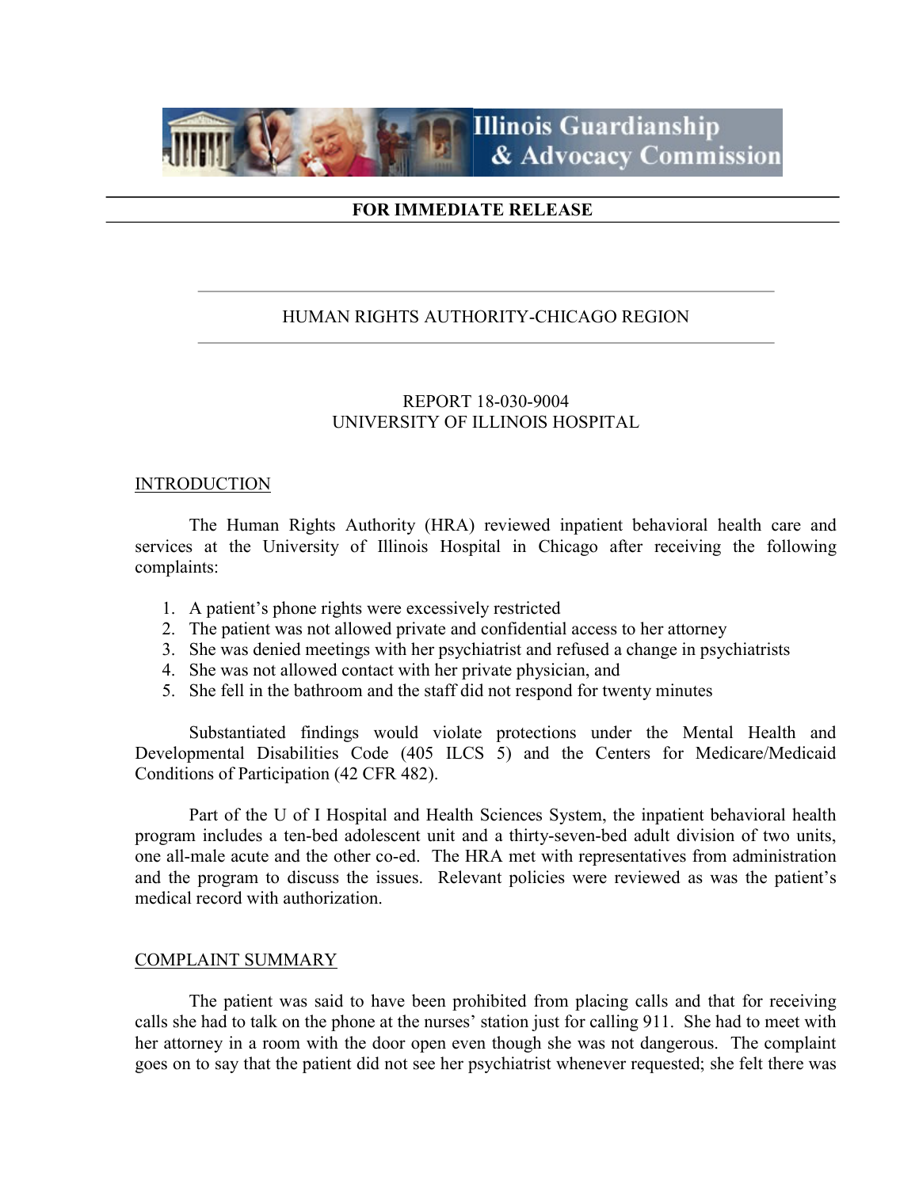Illinois Guardianship & Advocacy Commission

**FOR IMMEDIATE RELEASE**

HUMAN RIGHTS AUTHORITY-CHICAGO REGION

REPORT 18-030-9004
UNIVERSITY OF ILLINOIS HOSPITAL

## INTRODUCTION

The Human Rights Authority (HRA) reviewed inpatient behavioral health care and services at the University of Illinois Hospital in Chicago after receiving the following complaints:

1. A patient's phone rights were excessively restricted
2. The patient was not allowed private and confidential access to her attorney
3. She was denied meetings with her psychiatrist and refused a change in psychiatrists
4. She was not allowed contact with her private physician, and
5. She fell in the bathroom and the staff did not respond for twenty minutes

Substantiated findings would violate protections under the Mental Health and Developmental Disabilities Code (405 ILCS 5) and the Centers for Medicare/Medicaid Conditions of Participation (42 CFR 482).

Part of the U of I Hospital and Health Sciences System, the inpatient behavioral health program includes a ten-bed adolescent unit and a thirty-seven-bed adult division of two units, one all-male acute and the other co-ed. The HRA met with representatives from administration and the program to discuss the issues. Relevant policies were reviewed as was the patient's medical record with authorization.

## COMPLAINT SUMMARY

The patient was said to have been prohibited from placing calls and that for receiving calls she had to talk on the phone at the nurses' station just for calling 911. She had to meet with her attorney in a room with the door open even though she was not dangerous. The complaint goes on to say that the patient did not see her psychiatrist whenever requested; she felt there was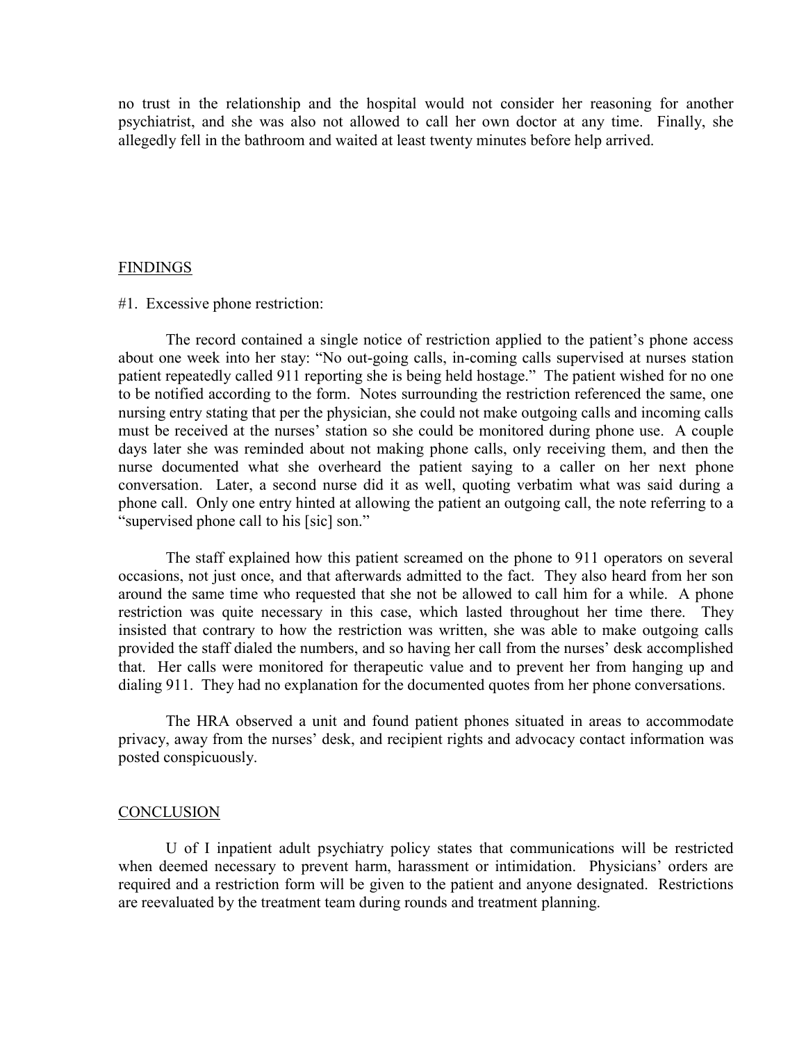no trust in the relationship and the hospital would not consider her reasoning for another psychiatrist, and she was also not allowed to call her own doctor at any time. Finally, she allegedly fell in the bathroom and waited at least twenty minutes before help arrived.

## FINDINGS

#1. Excessive phone restriction:

The record contained a single notice of restriction applied to the patient's phone access about one week into her stay: "No out-going calls, in-coming calls supervised at nurses station patient repeatedly called 911 reporting she is being held hostage." The patient wished for no one to be notified according to the form. Notes surrounding the restriction referenced the same, one nursing entry stating that per the physician, she could not make outgoing calls and incoming calls must be received at the nurses' station so she could be monitored during phone use. A couple days later she was reminded about not making phone calls, only receiving them, and then the nurse documented what she overheard the patient saying to a caller on her next phone conversation. Later, a second nurse did it as well, quoting verbatim what was said during a phone call. Only one entry hinted at allowing the patient an outgoing call, the note referring to a "supervised phone call to his [sic] son."

The staff explained how this patient screamed on the phone to 911 operators on several occasions, not just once, and that afterwards admitted to the fact. They also heard from her son around the same time who requested that she not be allowed to call him for a while. A phone restriction was quite necessary in this case, which lasted throughout her time there. They insisted that contrary to how the restriction was written, she was able to make outgoing calls provided the staff dialed the numbers, and so having her call from the nurses' desk accomplished that. Her calls were monitored for therapeutic value and to prevent her from hanging up and dialing 911. They had no explanation for the documented quotes from her phone conversations.

The HRA observed a unit and found patient phones situated in areas to accommodate privacy, away from the nurses' desk, and recipient rights and advocacy contact information was posted conspicuously.

## CONCLUSION

U of I inpatient adult psychiatry policy states that communications will be restricted when deemed necessary to prevent harm, harassment or intimidation. Physicians' orders are required and a restriction form will be given to the patient and anyone designated. Restrictions are reevaluated by the treatment team during rounds and treatment planning.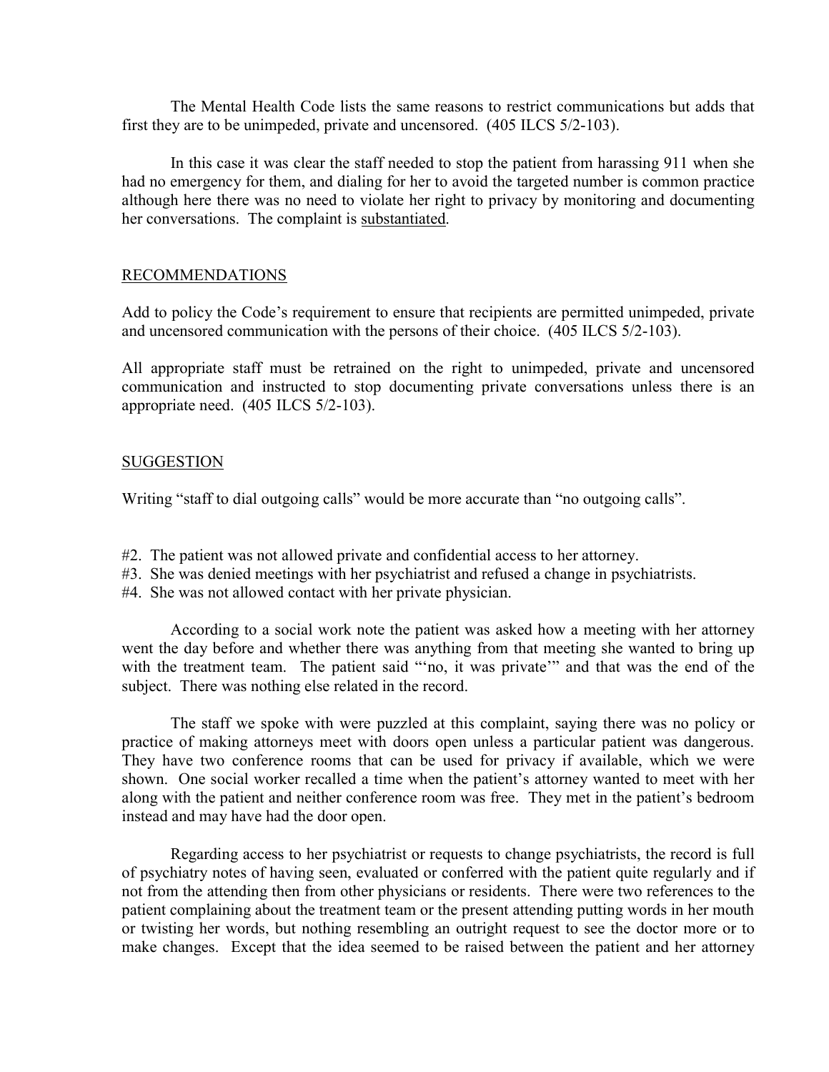The Mental Health Code lists the same reasons to restrict communications but adds that first they are to be unimpeded, private and uncensored. (405 ILCS 5/2-103).

In this case it was clear the staff needed to stop the patient from harassing 911 when she had no emergency for them, and dialing for her to avoid the targeted number is common practice although here there was no need to violate her right to privacy by monitoring and documenting her conversations. The complaint is substantiated.

## RECOMMENDATIONS

Add to policy the Code's requirement to ensure that recipients are permitted unimpeded, private and uncensored communication with the persons of their choice. (405 ILCS 5/2-103).

All appropriate staff must be retrained on the right to unimpeded, private and uncensored communication and instructed to stop documenting private conversations unless there is an appropriate need. (405 ILCS 5/2-103).

## SUGGESTION

Writing "staff to dial outgoing calls" would be more accurate than "no outgoing calls".

#2. The patient was not allowed private and confidential access to her attorney.
#3. She was denied meetings with her psychiatrist and refused a change in psychiatrists.
#4. She was not allowed contact with her private physician.

According to a social work note the patient was asked how a meeting with her attorney went the day before and whether there was anything from that meeting she wanted to bring up with the treatment team. The patient said "'no, it was private'" and that was the end of the subject. There was nothing else related in the record.

The staff we spoke with were puzzled at this complaint, saying there was no policy or practice of making attorneys meet with doors open unless a particular patient was dangerous. They have two conference rooms that can be used for privacy if available, which we were shown. One social worker recalled a time when the patient's attorney wanted to meet with her along with the patient and neither conference room was free. They met in the patient's bedroom instead and may have had the door open.

Regarding access to her psychiatrist or requests to change psychiatrists, the record is full of psychiatry notes of having seen, evaluated or conferred with the patient quite regularly and if not from the attending then from other physicians or residents. There were two references to the patient complaining about the treatment team or the present attending putting words in her mouth or twisting her words, but nothing resembling an outright request to see the doctor more or to make changes. Except that the idea seemed to be raised between the patient and her attorney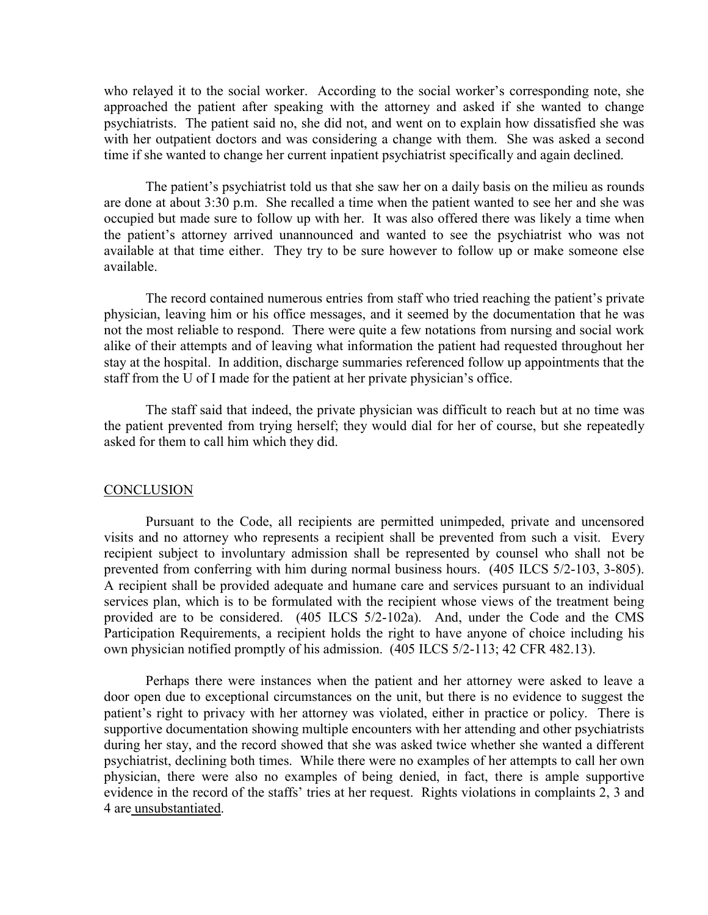who relayed it to the social worker. According to the social worker's corresponding note, she approached the patient after speaking with the attorney and asked if she wanted to change psychiatrists. The patient said no, she did not, and went on to explain how dissatisfied she was with her outpatient doctors and was considering a change with them. She was asked a second time if she wanted to change her current inpatient psychiatrist specifically and again declined.

The patient's psychiatrist told us that she saw her on a daily basis on the milieu as rounds are done at about 3:30 p.m. She recalled a time when the patient wanted to see her and she was occupied but made sure to follow up with her. It was also offered there was likely a time when the patient's attorney arrived unannounced and wanted to see the psychiatrist who was not available at that time either. They try to be sure however to follow up or make someone else available.

The record contained numerous entries from staff who tried reaching the patient's private physician, leaving him or his office messages, and it seemed by the documentation that he was not the most reliable to respond. There were quite a few notations from nursing and social work alike of their attempts and of leaving what information the patient had requested throughout her stay at the hospital. In addition, discharge summaries referenced follow up appointments that the staff from the U of I made for the patient at her private physician's office.

The staff said that indeed, the private physician was difficult to reach but at no time was the patient prevented from trying herself; they would dial for her of course, but she repeatedly asked for them to call him which they did.

## CONCLUSION

Pursuant to the Code, all recipients are permitted unimpeded, private and uncensored visits and no attorney who represents a recipient shall be prevented from such a visit. Every recipient subject to involuntary admission shall be represented by counsel who shall not be prevented from conferring with him during normal business hours. (405 ILCS 5/2-103, 3-805). A recipient shall be provided adequate and humane care and services pursuant to an individual services plan, which is to be formulated with the recipient whose views of the treatment being provided are to be considered. (405 ILCS 5/2-102a). And, under the Code and the CMS Participation Requirements, a recipient holds the right to have anyone of choice including his own physician notified promptly of his admission. (405 ILCS 5/2-113; 42 CFR 482.13).

Perhaps there were instances when the patient and her attorney were asked to leave a door open due to exceptional circumstances on the unit, but there is no evidence to suggest the patient's right to privacy with her attorney was violated, either in practice or policy. There is supportive documentation showing multiple encounters with her attending and other psychiatrists during her stay, and the record showed that she was asked twice whether she wanted a different psychiatrist, declining both times. While there were no examples of her attempts to call her own physician, there were also no examples of being denied, in fact, there is ample supportive evidence in the record of the staffs' tries at her request. Rights violations in complaints 2, 3 and 4 are unsubstantiated.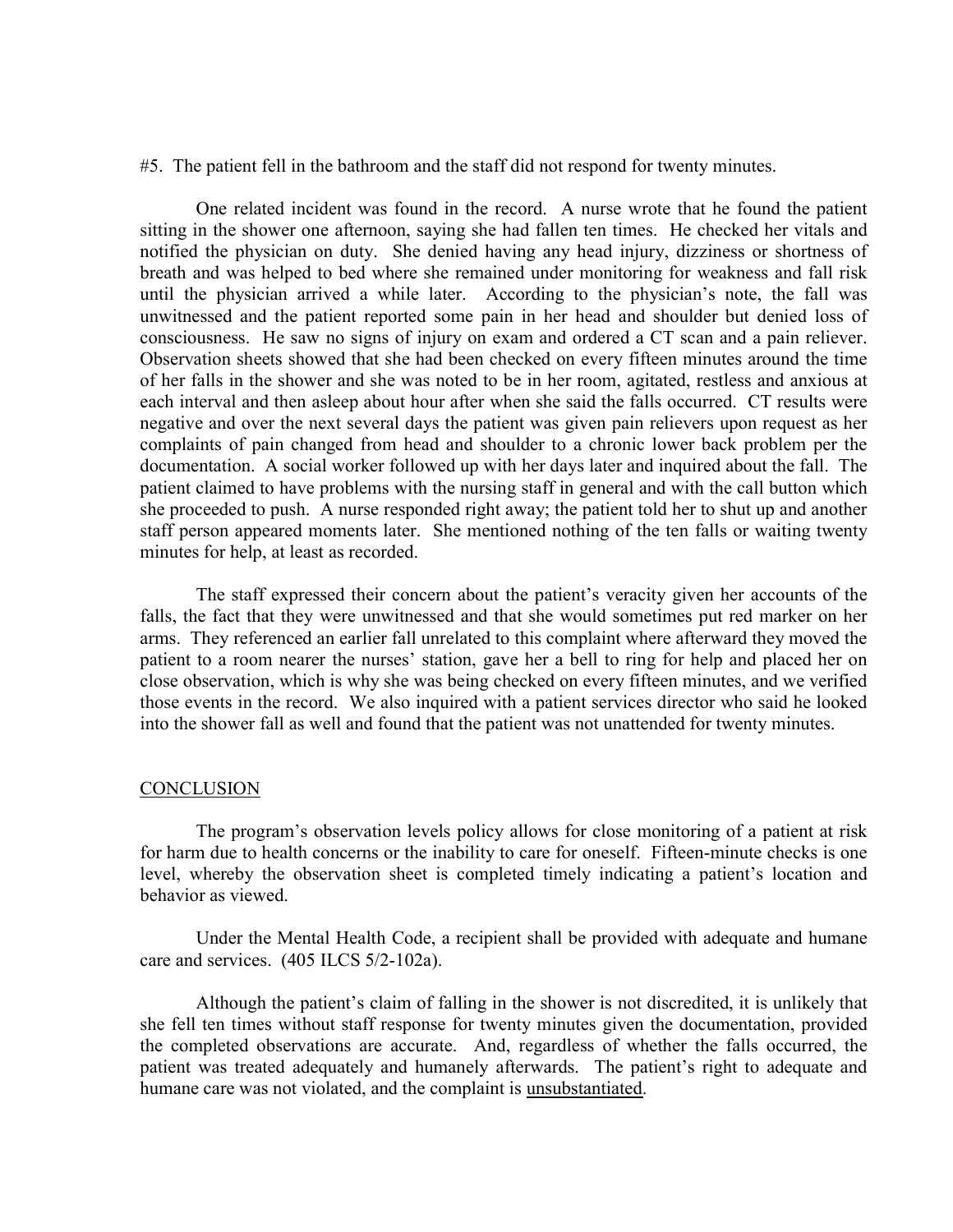#5. The patient fell in the bathroom and the staff did not respond for twenty minutes.

One related incident was found in the record. A nurse wrote that he found the patient sitting in the shower one afternoon, saying she had fallen ten times. He checked her vitals and notified the physician on duty. She denied having any head injury, dizziness or shortness of breath and was helped to bed where she remained under monitoring for weakness and fall risk until the physician arrived a while later. According to the physician's note, the fall was unwitnessed and the patient reported some pain in her head and shoulder but denied loss of consciousness. He saw no signs of injury on exam and ordered a CT scan and a pain reliever. Observation sheets showed that she had been checked on every fifteen minutes around the time of her falls in the shower and she was noted to be in her room, agitated, restless and anxious at each interval and then asleep about hour after when she said the falls occurred. CT results were negative and over the next several days the patient was given pain relievers upon request as her complaints of pain changed from head and shoulder to a chronic lower back problem per the documentation. A social worker followed up with her days later and inquired about the fall. The patient claimed to have problems with the nursing staff in general and with the call button which she proceeded to push. A nurse responded right away; the patient told her to shut up and another staff person appeared moments later. She mentioned nothing of the ten falls or waiting twenty minutes for help, at least as recorded.

The staff expressed their concern about the patient's veracity given her accounts of the falls, the fact that they were unwitnessed and that she would sometimes put red marker on her arms. They referenced an earlier fall unrelated to this complaint where afterward they moved the patient to a room nearer the nurses' station, gave her a bell to ring for help and placed her on close observation, which is why she was being checked on every fifteen minutes, and we verified those events in the record. We also inquired with a patient services director who said he looked into the shower fall as well and found that the patient was not unattended for twenty minutes.

## CONCLUSION

The program's observation levels policy allows for close monitoring of a patient at risk for harm due to health concerns or the inability to care for oneself. Fifteen-minute checks is one level, whereby the observation sheet is completed timely indicating a patient's location and behavior as viewed.

Under the Mental Health Code, a recipient shall be provided with adequate and humane care and services. (405 ILCS 5/2-102a).

Although the patient's claim of falling in the shower is not discredited, it is unlikely that she fell ten times without staff response for twenty minutes given the documentation, provided the completed observations are accurate. And, regardless of whether the falls occurred, the patient was treated adequately and humanely afterwards. The patient's right to adequate and humane care was not violated, and the complaint is unsubstantiated.